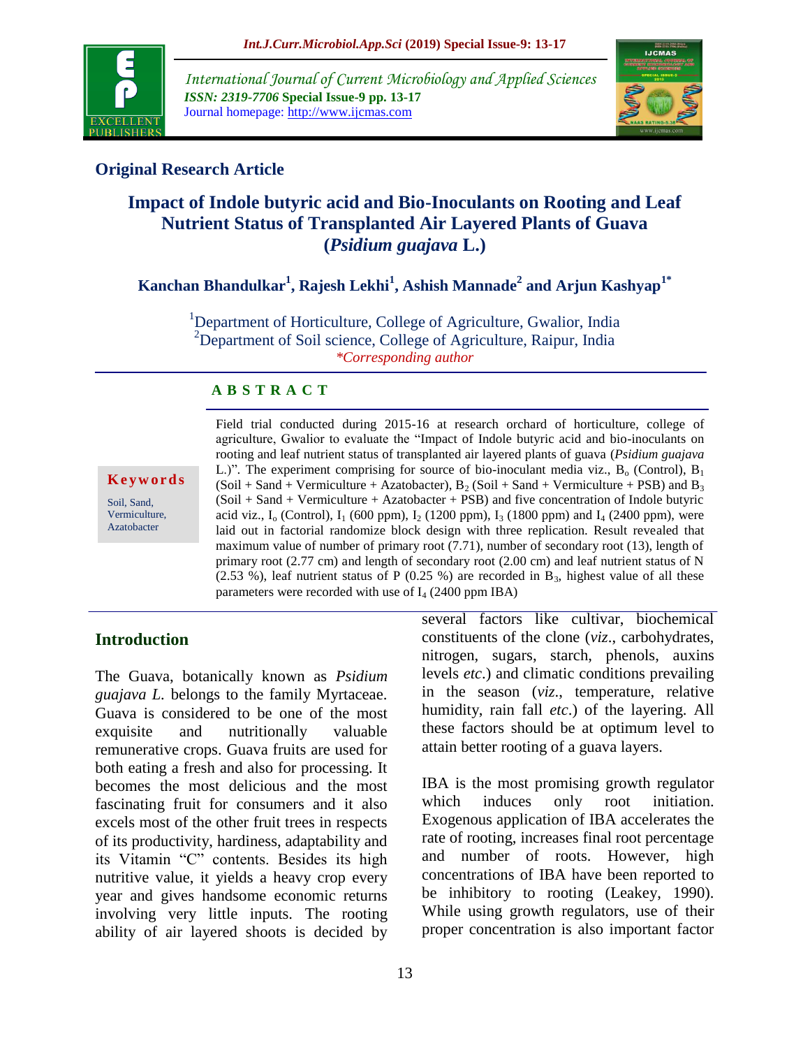**Original Research Article**

# Impact of Indole butyric acid and Bio-Inoculants on Rooting and Leaf Nutrient Status of Transplanted Air Layered Plants of Guava (*Psidium guajava* L.)

**Kanchan Bhandulkar[1], Rajesh Lekhi[1], Ashish Mannade[2] and Arjun Kashyap[1*]**

[1]Department of Horticulture, College of Agriculture, Gwalior, India
[2]Department of Soil science, College of Agriculture, Raipur, India
*\*Corresponding author*

## A B S T R A C T

**Keywords**

Soil, Sand, Vermiculture, Azatobacter

Field trial conducted during 2015-16 at research orchard of horticulture, college of agriculture, Gwalior to evaluate the "Impact of Indole butyric acid and bio-inoculants on rooting and leaf nutrient status of transplanted air layered plants of guava (*Psidium guajava* L.)". The experiment comprising for source of bio-inoculant media viz., $B_o$ (Control), $B_1$ (Soil + Sand + Vermiculture + Azatobacter), $B_2$ (Soil + Sand + Vermiculture + PSB) and $B_3$ (Soil + Sand + Vermiculture + Azatobacter + PSB) and five concentration of Indole butyric acid viz., $I_o$ (Control), $I_1$ (600 ppm), $I_2$ (1200 ppm), $I_3$ (1800 ppm) and $I_4$ (2400 ppm), were laid out in factorial randomize block design with three replication. Result revealed that maximum value of number of primary root (7.71), number of secondary root (13), length of primary root (2.77 cm) and length of secondary root (2.00 cm) and leaf nutrient status of N (2.53 %), leaf nutrient status of P (0.25 %) are recorded in $B_3$, highest value of all these parameters were recorded with use of $I_4$ (2400 ppm IBA)

## Introduction

The Guava, botanically known as *Psidium guajava L.* belongs to the family Myrtaceae. Guava is considered to be one of the most exquisite and nutritionally valuable remunerative crops. Guava fruits are used for both eating a fresh and also for processing. It becomes the most delicious and the most fascinating fruit for consumers and it also excels most of the other fruit trees in respects of its productivity, hardiness, adaptability and its Vitamin "C" contents. Besides its high nutritive value, it yields a heavy crop every year and gives handsome economic returns involving very little inputs. The rooting ability of air layered shoots is decided by several factors like cultivar, biochemical constituents of the clone (*viz*., carbohydrates, nitrogen, sugars, starch, phenols, auxins levels *etc.*) and climatic conditions prevailing in the season (*viz.*, temperature, relative humidity, rain fall *etc.*) of the layering. All these factors should be at optimum level to attain better rooting of a guava layers.

IBA is the most promising growth regulator which induces only root initiation. Exogenous application of IBA accelerates the rate of rooting, increases final root percentage and number of roots. However, high concentrations of IBA have been reported to be inhibitory to rooting (Leakey, 1990). While using growth regulators, use of their proper concentration is also important factor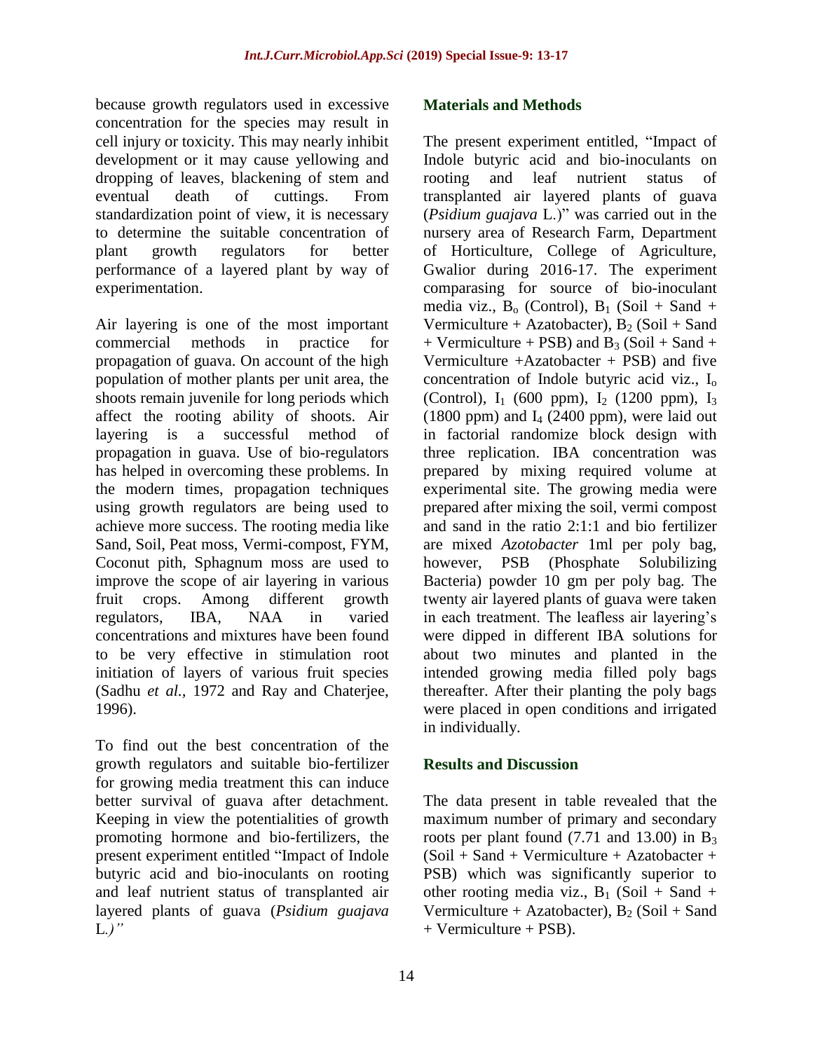because growth regulators used in excessive concentration for the species may result in cell injury or toxicity. This may nearly inhibit development or it may cause yellowing and dropping of leaves, blackening of stem and eventual death of cuttings. From standardization point of view, it is necessary to determine the suitable concentration of plant growth regulators for better performance of a layered plant by way of experimentation.

Air layering is one of the most important commercial methods in practice for propagation of guava. On account of the high population of mother plants per unit area, the shoots remain juvenile for long periods which affect the rooting ability of shoots. Air layering is a successful method of propagation in guava. Use of bio-regulators has helped in overcoming these problems. In the modern times, propagation techniques using growth regulators are being used to achieve more success. The rooting media like Sand, Soil, Peat moss, Vermi-compost, FYM, Coconut pith, Sphagnum moss are used to improve the scope of air layering in various fruit crops. Among different growth regulators, IBA, NAA in varied concentrations and mixtures have been found to be very effective in stimulation root initiation of layers of various fruit species (Sadhu *et al.,* 1972 and Ray and Chaterjee, 1996).

To find out the best concentration of the growth regulators and suitable bio-fertilizer for growing media treatment this can induce better survival of guava after detachment. Keeping in view the potentialities of growth promoting hormone and bio-fertilizers, the present experiment entitled "Impact of Indole butyric acid and bio-inoculants on rooting and leaf nutrient status of transplanted air layered plants of guava (*Psidium guajava* L.*)"*

## Materials and Methods

The present experiment entitled, "Impact of Indole butyric acid and bio-inoculants on rooting and leaf nutrient status of transplanted air layered plants of guava (*Psidium guajava* L.)" was carried out in the nursery area of Research Farm, Department of Horticulture, College of Agriculture, Gwalior during 2016-17. The experiment comparasing for source of bio-inoculant media viz., $B_o$ (Control), $B_1$ (Soil + Sand + Vermiculture + Azatobacter), $B_2$ (Soil + Sand + Vermiculture + PSB) and $B_3$ (Soil + Sand + Vermiculture +Azatobacter + PSB) and five concentration of Indole butyric acid viz., $I_o$ (Control), $I_1$ (600 ppm), $I_2$ (1200 ppm), $I_3$ (1800 ppm) and $I_4$ (2400 ppm), were laid out in factorial randomize block design with three replication. IBA concentration was prepared by mixing required volume at experimental site. The growing media were prepared after mixing the soil, vermi compost and sand in the ratio 2:1:1 and bio fertilizer are mixed *Azotobacter* 1ml per poly bag, however, PSB (Phosphate Solubilizing Bacteria) powder 10 gm per poly bag. The twenty air layered plants of guava were taken in each treatment. The leafless air layering's were dipped in different IBA solutions for about two minutes and planted in the intended growing media filled poly bags thereafter. After their planting the poly bags were placed in open conditions and irrigated in individually.

## Results and Discussion

The data present in table revealed that the maximum number of primary and secondary roots per plant found (7.71 and 13.00) in $B_3$ (Soil + Sand + Vermiculture + Azatobacter + PSB) which was significantly superior to other rooting media viz., $B_1$ (Soil + Sand + Vermiculture + Azatobacter), $B_2$ (Soil + Sand + Vermiculture + PSB).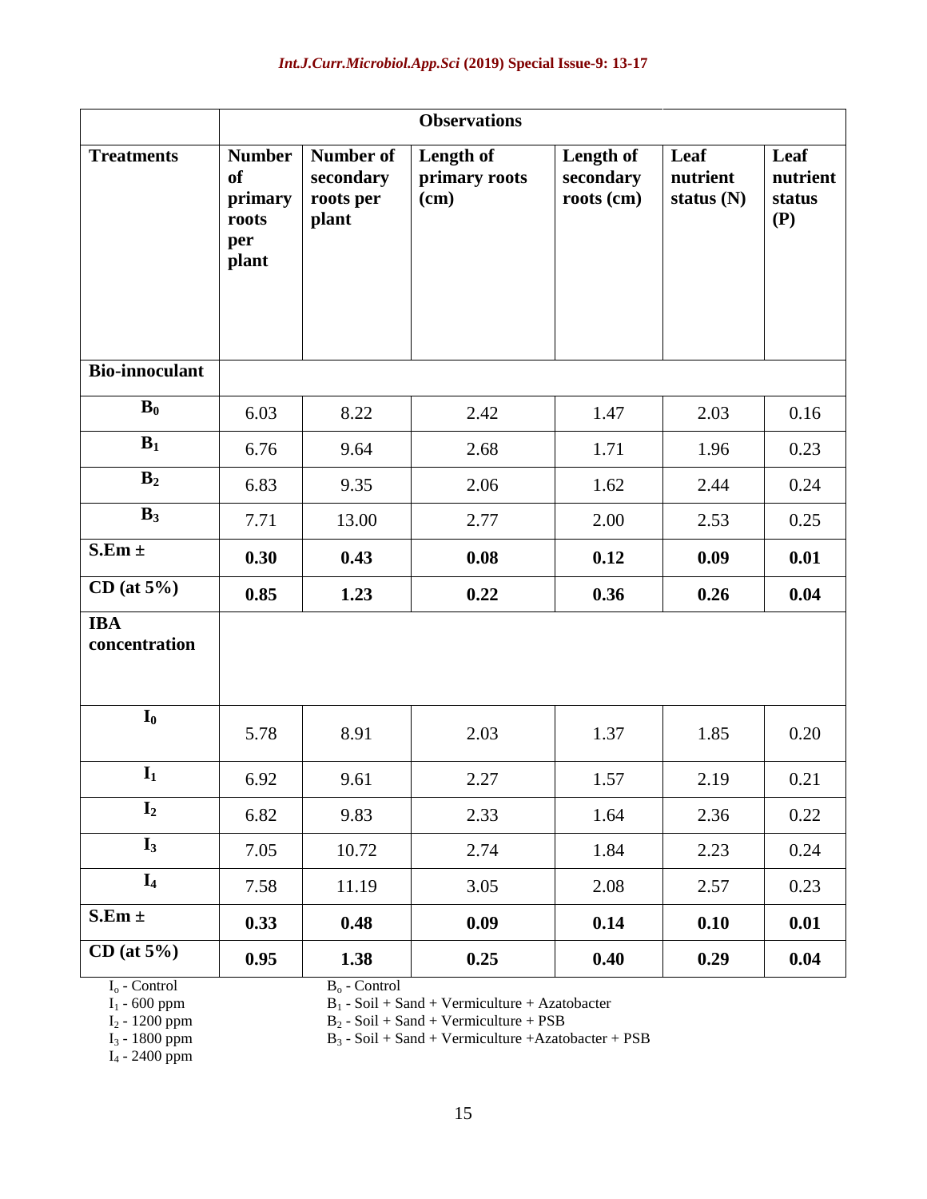| | Observations | | | | | |
|---|---|---|---|---|---|---|
| **Treatments** | **Number of primary roots per plant** | **Number of secondary roots per plant** | **Length of primary roots (cm)** | **Length of secondary roots (cm)** | **Leaf nutrient status (N)** | **Leaf nutrient status (P)** |
| **Bio-innoculant** | | | | | | |
| **$B_0$** | 6.03 | 8.22 | 2.42 | 1.47 | 2.03 | 0.16 |
| **$B_1$** | 6.76 | 9.64 | 2.68 | 1.71 | 1.96 | 0.23 |
| **$B_2$** | 6.83 | 9.35 | 2.06 | 1.62 | 2.44 | 0.24 |
| **$B_3$** | 7.71 | 13.00 | 2.77 | 2.00 | 2.53 | 0.25 |
| **S.Em ±** | **0.30** | **0.43** | **0.08** | **0.12** | **0.09** | **0.01** |
| **CD (at 5%)** | **0.85** | **1.23** | **0.22** | **0.36** | **0.26** | **0.04** |
| **IBA concentration** | | | | | | |
| **$I_0$** | 5.78 | 8.91 | 2.03 | 1.37 | 1.85 | 0.20 |
| **$I_1$** | 6.92 | 9.61 | 2.27 | 1.57 | 2.19 | 0.21 |
| **$I_2$** | 6.82 | 9.83 | 2.33 | 1.64 | 2.36 | 0.22 |
| **$I_3$** | 7.05 | 10.72 | 2.74 | 1.84 | 2.23 | 0.24 |
| **$I_4$** | 7.58 | 11.19 | 3.05 | 2.08 | 2.57 | 0.23 |
| **S.Em ±** | **0.33** | **0.48** | **0.09** | **0.14** | **0.10** | **0.01** |
| **CD (at 5%)** | **0.95** | **1.38** | **0.25** | **0.40** | **0.29** | **0.04** |

$I_o$ - Control
$I_1$ - 600 ppm
$I_2$ - 1200 ppm
$I_3$ - 1800 ppm
$I_4$ - 2400 ppm

$B_o$ - Control
$B_1$ - Soil + Sand + Vermiculture + Azatobacter
$B_2$ - Soil + Sand + Vermiculture + PSB
$B_3$ - Soil + Sand + Vermiculture +Azatobacter + PSB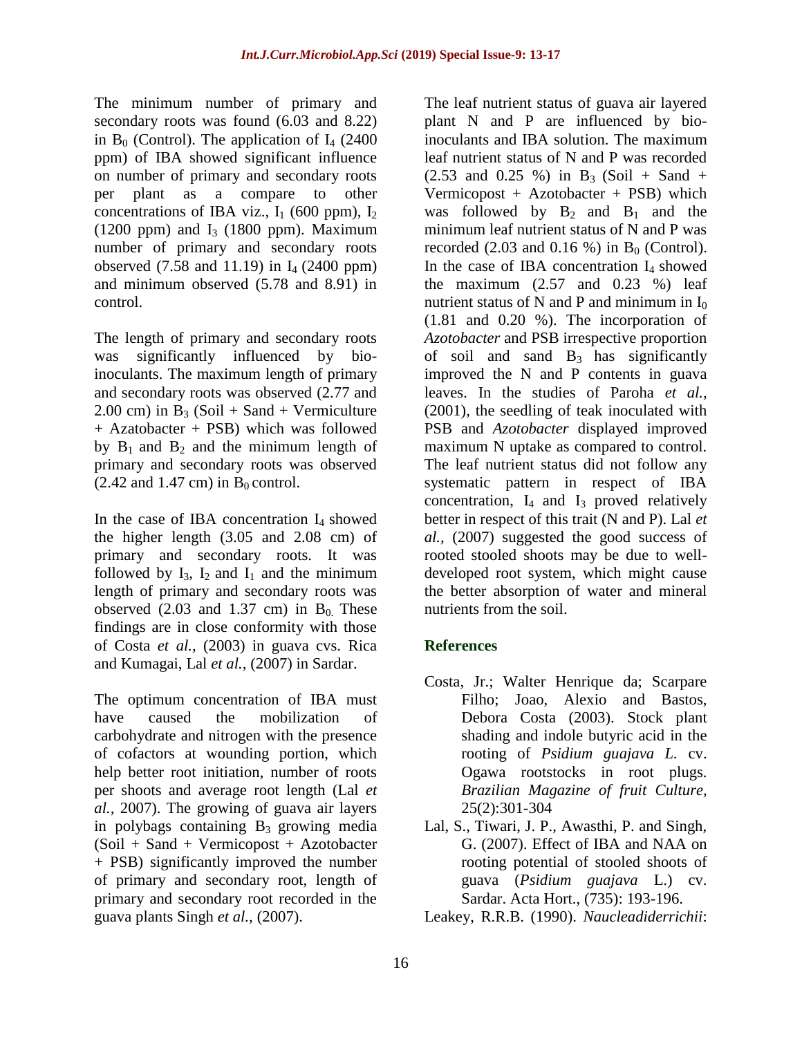The minimum number of primary and secondary roots was found (6.03 and 8.22) in $B_0$ (Control). The application of $I_4$ (2400 ppm) of IBA showed significant influence on number of primary and secondary roots per plant as a compare to other concentrations of IBA viz., $I_1$ (600 ppm), $I_2$ (1200 ppm) and $I_3$ (1800 ppm). Maximum number of primary and secondary roots observed (7.58 and 11.19) in $I_4$ (2400 ppm) and minimum observed (5.78 and 8.91) in control.

The length of primary and secondary roots was significantly influenced by bio-inoculants. The maximum length of primary and secondary roots was observed (2.77 and 2.00 cm) in $B_3$ (Soil + Sand + Vermiculture + Azatobacter + PSB) which was followed by $B_1$ and $B_2$ and the minimum length of primary and secondary roots was observed (2.42 and 1.47 cm) in $B_0$ control.

In the case of IBA concentration $I_4$ showed the higher length (3.05 and 2.08 cm) of primary and secondary roots. It was followed by $I_3$, $I_2$ and $I_1$ and the minimum length of primary and secondary roots was observed (2.03 and 1.37 cm) in $B_0$. These findings are in close conformity with those of Costa *et al.,* (2003) in guava cvs. Rica and Kumagai, Lal *et al.,* (2007) in Sardar.

The optimum concentration of IBA must have caused the mobilization of carbohydrate and nitrogen with the presence of cofactors at wounding portion, which help better root initiation, number of roots per shoots and average root length (Lal *et al.,* 2007). The growing of guava air layers in polybags containing $B_3$ growing media (Soil + Sand + Vermicopost + Azotobacter + PSB) significantly improved the number of primary and secondary root, length of primary and secondary root recorded in the guava plants Singh *et al.,* (2007).

The leaf nutrient status of guava air layered plant N and P are influenced by bio-inoculants and IBA solution. The maximum leaf nutrient status of N and P was recorded (2.53 and 0.25 %) in $B_3$ (Soil + Sand + Vermicopost + Azotobacter + PSB) which was followed by $B_2$ and $B_1$ and the minimum leaf nutrient status of N and P was recorded (2.03 and 0.16 %) in $B_0$ (Control). In the case of IBA concentration $I_4$ showed the maximum (2.57 and 0.23 %) leaf nutrient status of N and P and minimum in $I_0$ (1.81 and 0.20 %). The incorporation of *Azotobacter* and PSB irrespective proportion of soil and sand $B_3$ has significantly improved the N and P contents in guava leaves. In the studies of Paroha *et al.,* (2001), the seedling of teak inoculated with PSB and *Azotobacter* displayed improved maximum N uptake as compared to control. The leaf nutrient status did not follow any systematic pattern in respect of IBA concentration, $I_4$ and $I_3$ proved relatively better in respect of this trait (N and P). Lal *et al.,* (2007) suggested the good success of rooted stooled shoots may be due to well-developed root system, which might cause the better absorption of water and mineral nutrients from the soil.

## References

Costa, Jr.; Walter Henrique da; Scarpare Filho; Joao, Alexio and Bastos, Debora Costa (2003). Stock plant shading and indole butyric acid in the rooting of *Psidium guajava L.* cv. Ogawa rootstocks in root plugs. *Brazilian Magazine of fruit Culture*, 25(2):301-304

Lal, S., Tiwari, J. P., Awasthi, P. and Singh, G. (2007). Effect of IBA and NAA on rooting potential of stooled shoots of guava (*Psidium guajava* L.) cv. Sardar. Acta Hort., (735): 193-196.

Leakey, R.R.B. (1990). *Naucleadiderrichii*: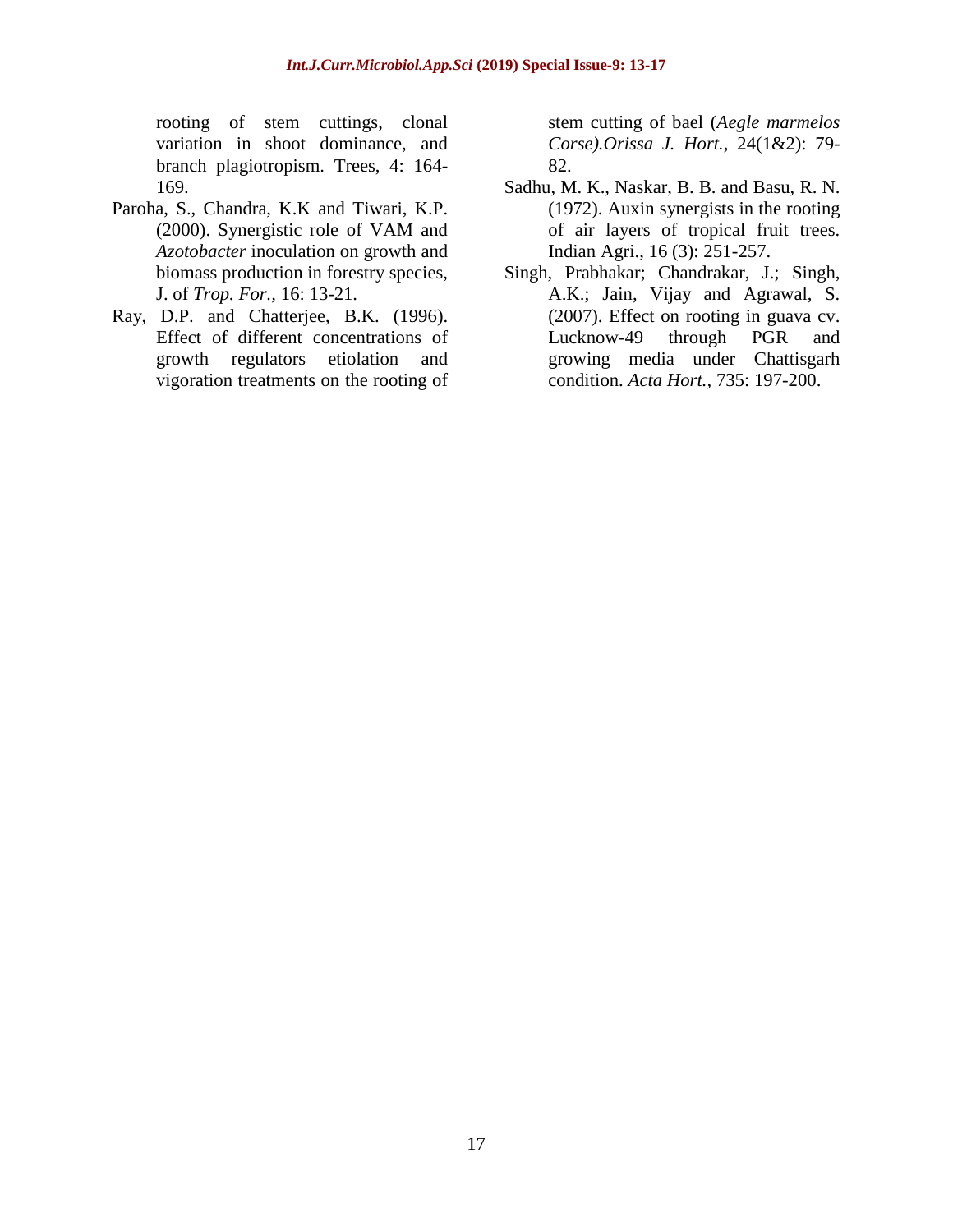rooting of stem cuttings, clonal variation in shoot dominance, and branch plagiotropism. Trees, 4: 164-169.

Paroha, S., Chandra, K.K and Tiwari, K.P. (2000). Synergistic role of VAM and *Azotobacter* inoculation on growth and biomass production in forestry species, J. of *Trop. For.*, 16: 13-21.

Ray, D.P. and Chatterjee, B.K. (1996). Effect of different concentrations of growth regulators etiolation and vigoration treatments on the rooting of stem cutting of bael (*Aegle marmelos Corse).Orissa J. Hort.*, 24(1&2): 79-82.

Sadhu, M. K., Naskar, B. B. and Basu, R. N. (1972). Auxin synergists in the rooting of air layers of tropical fruit trees. Indian Agri., 16 (3): 251-257.

Singh, Prabhakar; Chandrakar, J.; Singh, A.K.; Jain, Vijay and Agrawal, S. (2007). Effect on rooting in guava cv. Lucknow-49 through PGR and growing media under Chattisgarh condition. *Acta Hort.*, 735: 197-200.